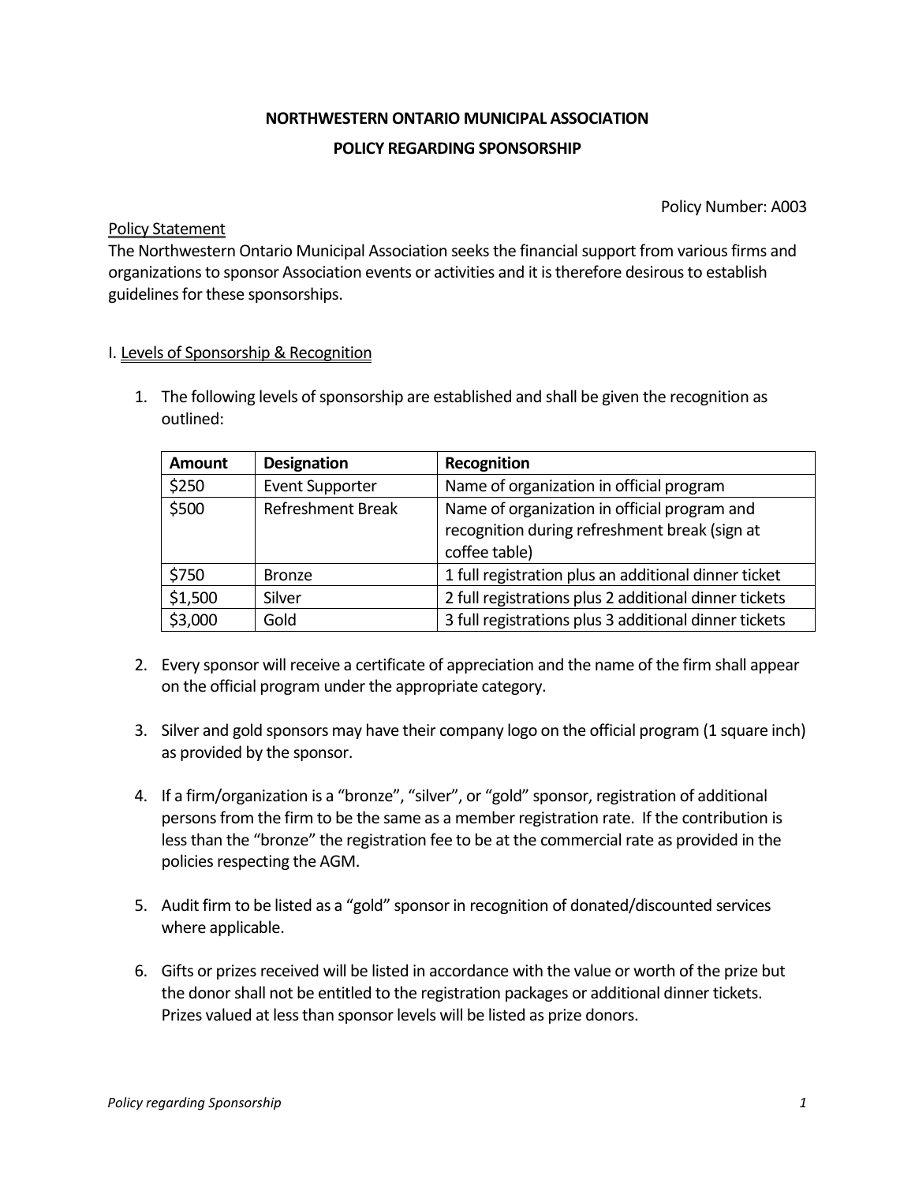# NORTHWESTERN ONTARIO MUNICIPAL ASSOCIATION

## POLICY REGARDING SPONSORSHIP

Policy Number: A003

<u>Policy Statement</u>

The Northwestern Ontario Municipal Association seeks the financial support from various firms and organizations to sponsor Association events or activities and it is therefore desirous to establish guidelines for these sponsorships.

### I. <u>Levels of Sponsorship & Recognition</u>

1. The following levels of sponsorship are established and shall be given the recognition as outlined:

| Amount | Designation | Recognition |
|---|---|---|
| $250 | Event Supporter | Name of organization in official program |
| $500 | Refreshment Break | Name of organization in official program and recognition during refreshment break (sign at coffee table) |
| $750 | Bronze | 1 full registration plus an additional dinner ticket |
| $1,500 | Silver | 2 full registrations plus 2 additional dinner tickets |
| $3,000 | Gold | 3 full registrations plus 3 additional dinner tickets |

2. Every sponsor will receive a certificate of appreciation and the name of the firm shall appear on the official program under the appropriate category.

3. Silver and gold sponsors may have their company logo on the official program (1 square inch) as provided by the sponsor.

4. If a firm/organization is a "bronze", "silver", or "gold" sponsor, registration of additional persons from the firm to be the same as a member registration rate. If the contribution is less than the "bronze" the registration fee to be at the commercial rate as provided in the policies respecting the AGM.

5. Audit firm to be listed as a "gold" sponsor in recognition of donated/discounted services where applicable.

6. Gifts or prizes received will be listed in accordance with the value or worth of the prize but the donor shall not be entitled to the registration packages or additional dinner tickets. Prizes valued at less than sponsor levels will be listed as prize donors.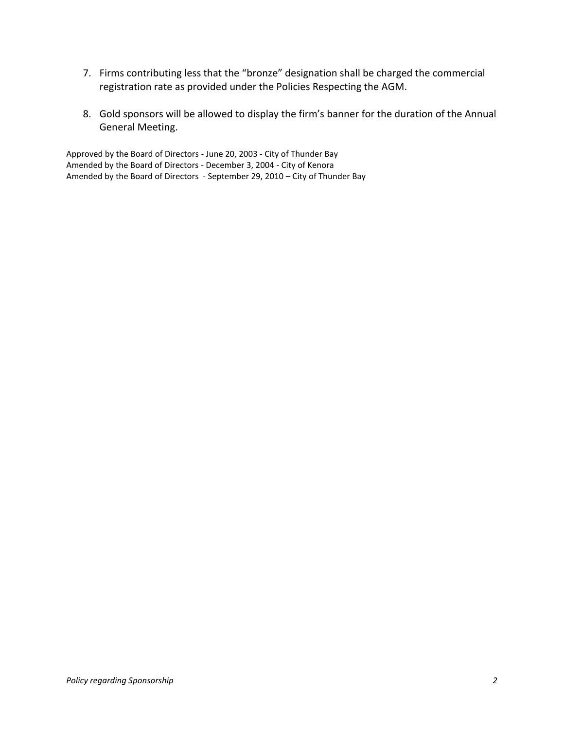7. Firms contributing less that the “bronze” designation shall be charged the commercial registration rate as provided under the Policies Respecting the AGM.

8. Gold sponsors will be allowed to display the firm’s banner for the duration of the Annual General Meeting.

Approved by the Board of Directors - June 20, 2003 - City of Thunder Bay
Amended by the Board of Directors - December 3, 2004 - City of Kenora
Amended by the Board of Directors - September 29, 2010 – City of Thunder Bay